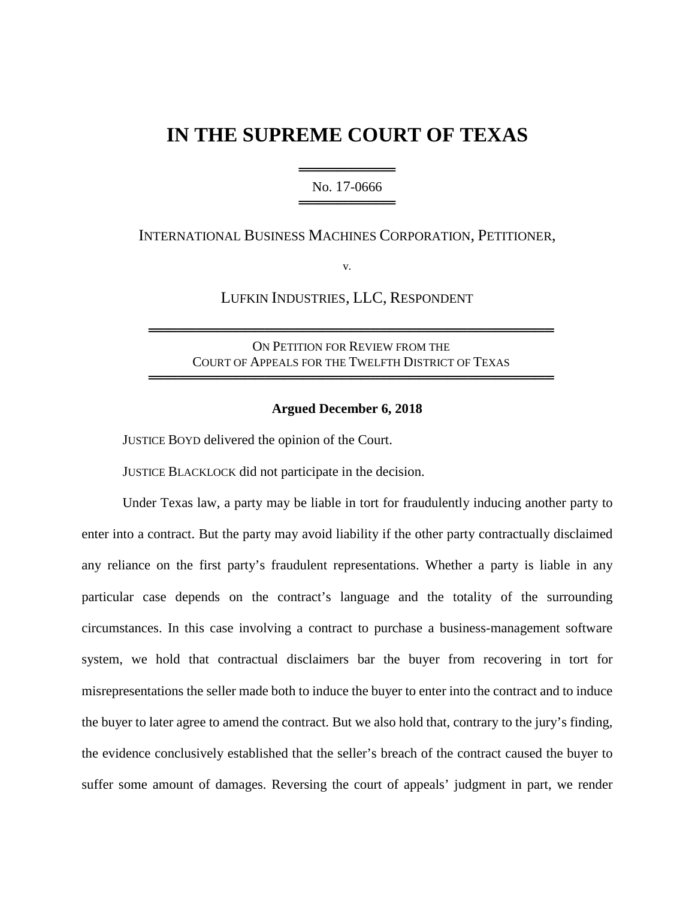# IN THE SUPREME COURT OF TEXAS

No. 17-0666

INTERNATIONAL BUSINESS MACHINES CORPORATION, PETITIONER,

v.

LUFKIN INDUSTRIES, LLC, RESPONDENT

ON PETITION FOR REVIEW FROM THE COURT OF APPEALS FOR THE TWELFTH DISTRICT OF TEXAS

**Argued December 6, 2018**

JUSTICE BOYD delivered the opinion of the Court.

JUSTICE BLACKLOCK did not participate in the decision.

Under Texas law, a party may be liable in tort for fraudulently inducing another party to enter into a contract. But the party may avoid liability if the other party contractually disclaimed any reliance on the first party's fraudulent representations. Whether a party is liable in any particular case depends on the contract's language and the totality of the surrounding circumstances. In this case involving a contract to purchase a business-management software system, we hold that contractual disclaimers bar the buyer from recovering in tort for misrepresentations the seller made both to induce the buyer to enter into the contract and to induce the buyer to later agree to amend the contract. But we also hold that, contrary to the jury's finding, the evidence conclusively established that the seller's breach of the contract caused the buyer to suffer some amount of damages. Reversing the court of appeals' judgment in part, we render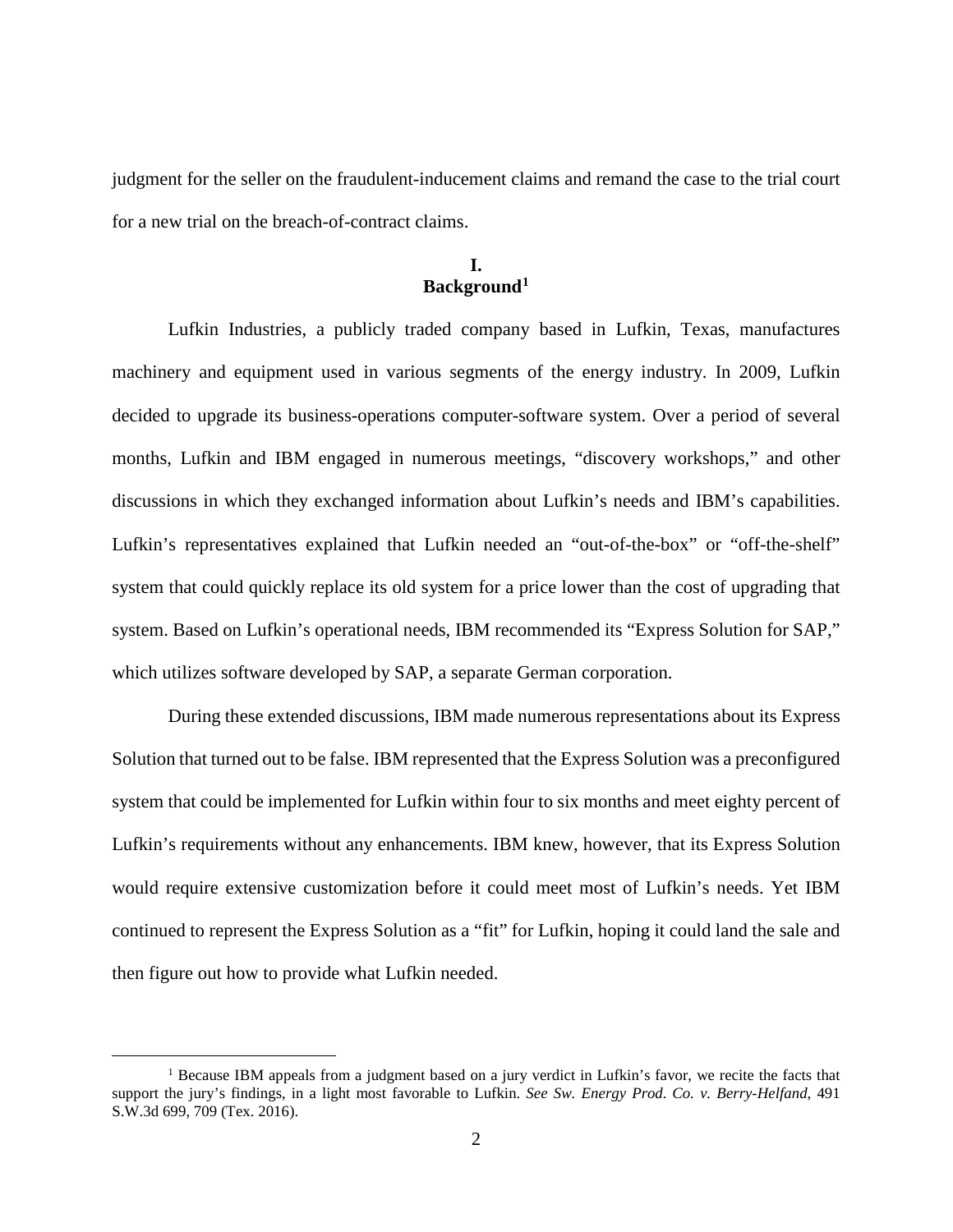judgment for the seller on the fraudulent-inducement claims and remand the case to the trial court for a new trial on the breach-of-contract claims.

## I. Background[1]

Lufkin Industries, a publicly traded company based in Lufkin, Texas, manufactures machinery and equipment used in various segments of the energy industry. In 2009, Lufkin decided to upgrade its business-operations computer-software system. Over a period of several months, Lufkin and IBM engaged in numerous meetings, "discovery workshops," and other discussions in which they exchanged information about Lufkin's needs and IBM's capabilities. Lufkin's representatives explained that Lufkin needed an "out-of-the-box" or "off-the-shelf" system that could quickly replace its old system for a price lower than the cost of upgrading that system. Based on Lufkin's operational needs, IBM recommended its "Express Solution for SAP," which utilizes software developed by SAP, a separate German corporation.

During these extended discussions, IBM made numerous representations about its Express Solution that turned out to be false. IBM represented that the Express Solution was a preconfigured system that could be implemented for Lufkin within four to six months and meet eighty percent of Lufkin's requirements without any enhancements. IBM knew, however, that its Express Solution would require extensive customization before it could meet most of Lufkin's needs. Yet IBM continued to represent the Express Solution as a "fit" for Lufkin, hoping it could land the sale and then figure out how to provide what Lufkin needed.

---

[1] Because IBM appeals from a judgment based on a jury verdict in Lufkin's favor, we recite the facts that support the jury's findings, in a light most favorable to Lufkin. *See Sw. Energy Prod. Co. v. Berry-Helfand*, 491 S.W.3d 699, 709 (Tex. 2016).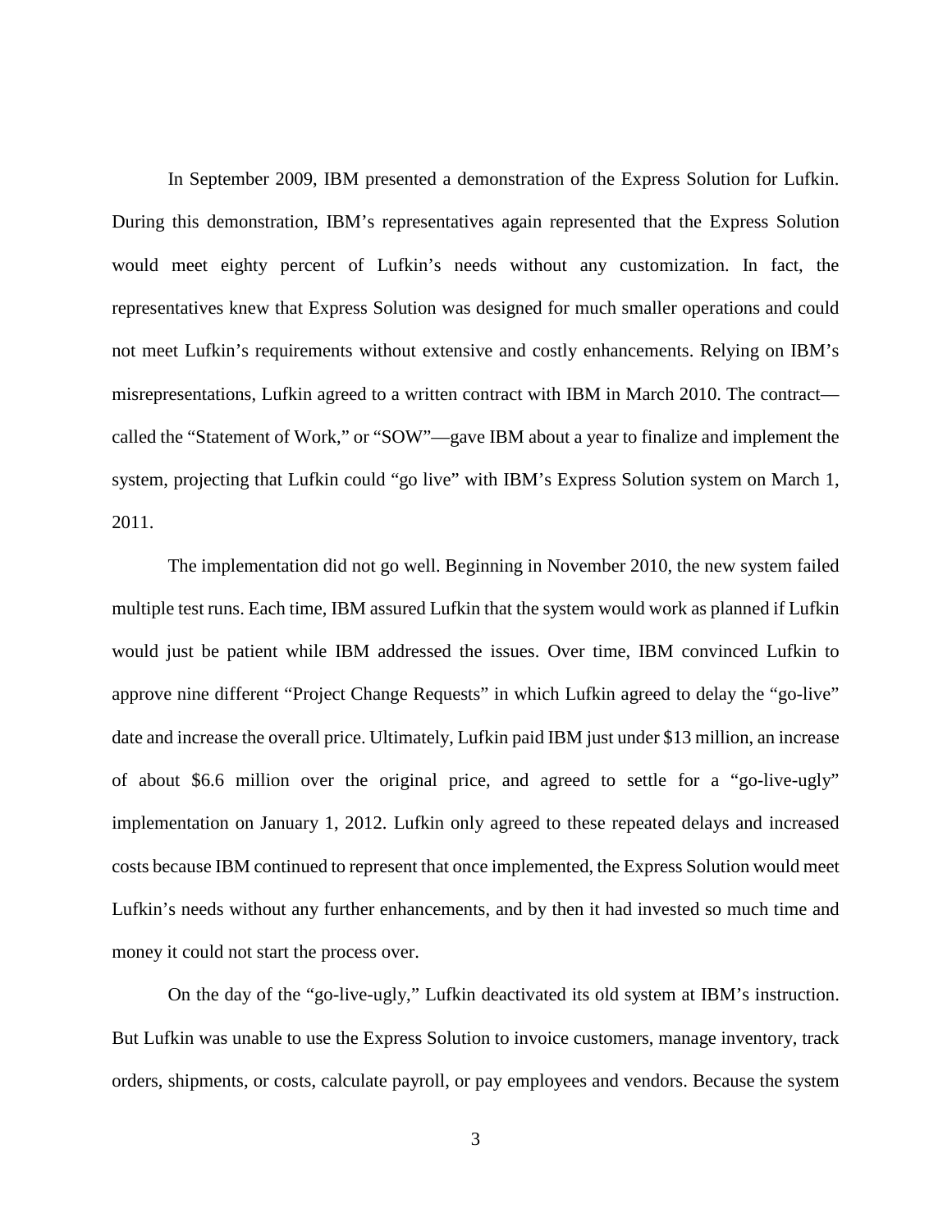In September 2009, IBM presented a demonstration of the Express Solution for Lufkin. During this demonstration, IBM's representatives again represented that the Express Solution would meet eighty percent of Lufkin's needs without any customization. In fact, the representatives knew that Express Solution was designed for much smaller operations and could not meet Lufkin's requirements without extensive and costly enhancements. Relying on IBM's misrepresentations, Lufkin agreed to a written contract with IBM in March 2010. The contract—called the "Statement of Work," or "SOW"—gave IBM about a year to finalize and implement the system, projecting that Lufkin could "go live" with IBM's Express Solution system on March 1, 2011.

The implementation did not go well. Beginning in November 2010, the new system failed multiple test runs. Each time, IBM assured Lufkin that the system would work as planned if Lufkin would just be patient while IBM addressed the issues. Over time, IBM convinced Lufkin to approve nine different "Project Change Requests" in which Lufkin agreed to delay the "go-live" date and increase the overall price. Ultimately, Lufkin paid IBM just under $13 million, an increase of about $6.6 million over the original price, and agreed to settle for a "go-live-ugly" implementation on January 1, 2012. Lufkin only agreed to these repeated delays and increased costs because IBM continued to represent that once implemented, the Express Solution would meet Lufkin's needs without any further enhancements, and by then it had invested so much time and money it could not start the process over.

On the day of the "go-live-ugly," Lufkin deactivated its old system at IBM's instruction. But Lufkin was unable to use the Express Solution to invoice customers, manage inventory, track orders, shipments, or costs, calculate payroll, or pay employees and vendors. Because the system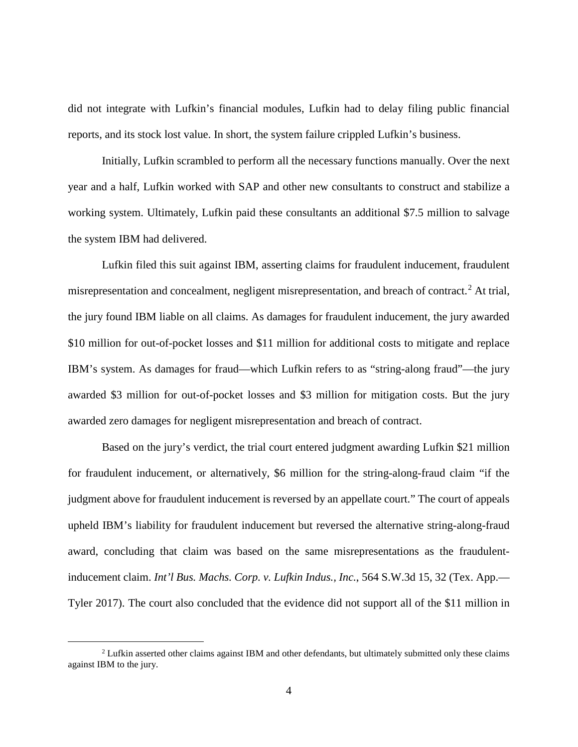did not integrate with Lufkin's financial modules, Lufkin had to delay filing public financial reports, and its stock lost value. In short, the system failure crippled Lufkin's business.

Initially, Lufkin scrambled to perform all the necessary functions manually. Over the next year and a half, Lufkin worked with SAP and other new consultants to construct and stabilize a working system. Ultimately, Lufkin paid these consultants an additional $7.5 million to salvage the system IBM had delivered.

Lufkin filed this suit against IBM, asserting claims for fraudulent inducement, fraudulent misrepresentation and concealment, negligent misrepresentation, and breach of contract.[2] At trial, the jury found IBM liable on all claims. As damages for fraudulent inducement, the jury awarded $10 million for out-of-pocket losses and $11 million for additional costs to mitigate and replace IBM's system. As damages for fraud—which Lufkin refers to as "string-along fraud"—the jury awarded $3 million for out-of-pocket losses and $3 million for mitigation costs. But the jury awarded zero damages for negligent misrepresentation and breach of contract.

Based on the jury's verdict, the trial court entered judgment awarding Lufkin $21 million for fraudulent inducement, or alternatively, $6 million for the string-along-fraud claim "if the judgment above for fraudulent inducement is reversed by an appellate court." The court of appeals upheld IBM's liability for fraudulent inducement but reversed the alternative string-along-fraud award, concluding that claim was based on the same misrepresentations as the fraudulent-inducement claim. *Int'l Bus. Machs. Corp. v. Lufkin Indus., Inc.*, 564 S.W.3d 15, 32 (Tex. App.—Tyler 2017). The court also concluded that the evidence did not support all of the $11 million in

---

[2] Lufkin asserted other claims against IBM and other defendants, but ultimately submitted only these claims against IBM to the jury.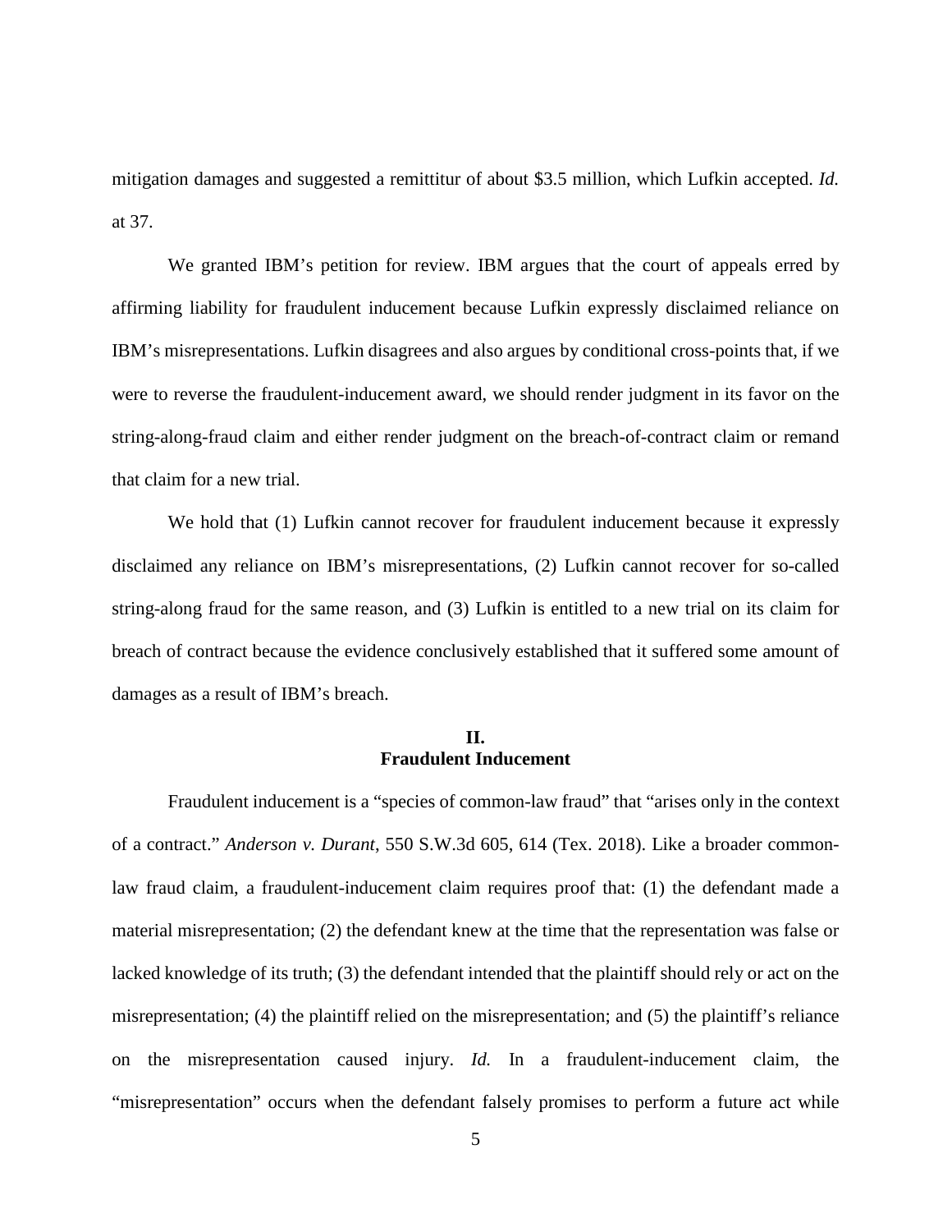mitigation damages and suggested a remittitur of about $3.5 million, which Lufkin accepted. *Id.* at 37.

We granted IBM's petition for review. IBM argues that the court of appeals erred by affirming liability for fraudulent inducement because Lufkin expressly disclaimed reliance on IBM's misrepresentations. Lufkin disagrees and also argues by conditional cross-points that, if we were to reverse the fraudulent-inducement award, we should render judgment in its favor on the string-along-fraud claim and either render judgment on the breach-of-contract claim or remand that claim for a new trial.

We hold that (1) Lufkin cannot recover for fraudulent inducement because it expressly disclaimed any reliance on IBM's misrepresentations, (2) Lufkin cannot recover for so-called string-along fraud for the same reason, and (3) Lufkin is entitled to a new trial on its claim for breach of contract because the evidence conclusively established that it suffered some amount of damages as a result of IBM's breach.

## II.
## Fraudulent Inducement

Fraudulent inducement is a "species of common-law fraud" that "arises only in the context of a contract." *Anderson v. Durant*, 550 S.W.3d 605, 614 (Tex. 2018). Like a broader common-law fraud claim, a fraudulent-inducement claim requires proof that: (1) the defendant made a material misrepresentation; (2) the defendant knew at the time that the representation was false or lacked knowledge of its truth; (3) the defendant intended that the plaintiff should rely or act on the misrepresentation; (4) the plaintiff relied on the misrepresentation; and (5) the plaintiff's reliance on the misrepresentation caused injury. *Id.* In a fraudulent-inducement claim, the "misrepresentation" occurs when the defendant falsely promises to perform a future act while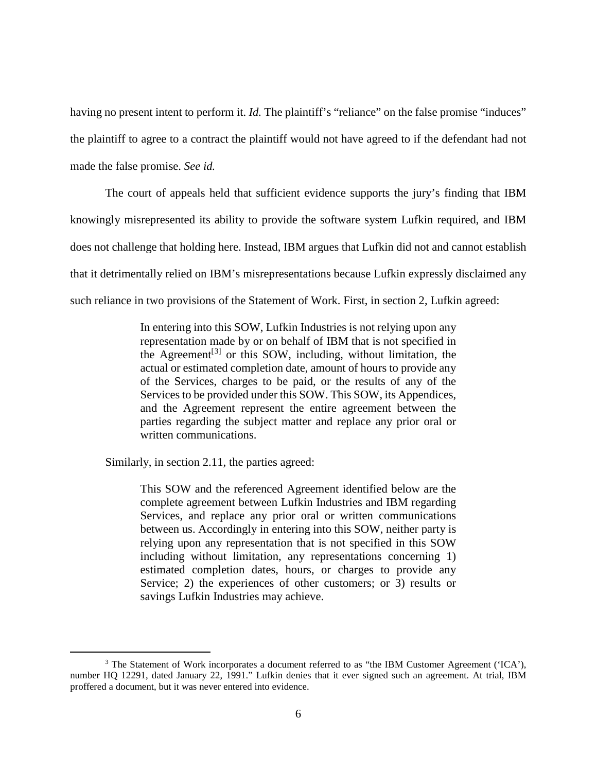having no present intent to perform it. *Id.* The plaintiff's "reliance" on the false promise "induces" the plaintiff to agree to a contract the plaintiff would not have agreed to if the defendant had not made the false promise. *See id.*

The court of appeals held that sufficient evidence supports the jury's finding that IBM knowingly misrepresented its ability to provide the software system Lufkin required, and IBM does not challenge that holding here. Instead, IBM argues that Lufkin did not and cannot establish that it detrimentally relied on IBM's misrepresentations because Lufkin expressly disclaimed any such reliance in two provisions of the Statement of Work. First, in section 2, Lufkin agreed:

> In entering into this SOW, Lufkin Industries is not relying upon any representation made by or on behalf of IBM that is not specified in the Agreement[3] or this SOW, including, without limitation, the actual or estimated completion date, amount of hours to provide any of the Services, charges to be paid, or the results of any of the Services to be provided under this SOW. This SOW, its Appendices, and the Agreement represent the entire agreement between the parties regarding the subject matter and replace any prior oral or written communications.

Similarly, in section 2.11, the parties agreed:

> This SOW and the referenced Agreement identified below are the complete agreement between Lufkin Industries and IBM regarding Services, and replace any prior oral or written communications between us. Accordingly in entering into this SOW, neither party is relying upon any representation that is not specified in this SOW including without limitation, any representations concerning 1) estimated completion dates, hours, or charges to provide any Service; 2) the experiences of other customers; or 3) results or savings Lufkin Industries may achieve.

---

[3] The Statement of Work incorporates a document referred to as "the IBM Customer Agreement ('ICA'), number HQ 12291, dated January 22, 1991." Lufkin denies that it ever signed such an agreement. At trial, IBM proffered a document, but it was never entered into evidence.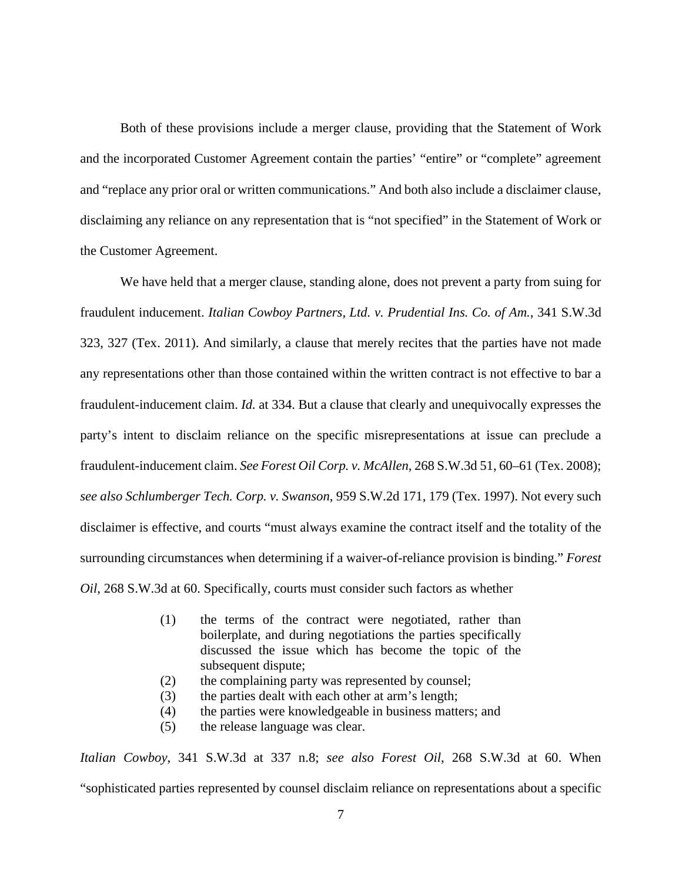Both of these provisions include a merger clause, providing that the Statement of Work and the incorporated Customer Agreement contain the parties' "entire" or "complete" agreement and "replace any prior oral or written communications." And both also include a disclaimer clause, disclaiming any reliance on any representation that is "not specified" in the Statement of Work or the Customer Agreement.

We have held that a merger clause, standing alone, does not prevent a party from suing for fraudulent inducement. *Italian Cowboy Partners, Ltd. v. Prudential Ins. Co. of Am.*, 341 S.W.3d 323, 327 (Tex. 2011). And similarly, a clause that merely recites that the parties have not made any representations other than those contained within the written contract is not effective to bar a fraudulent-inducement claim. *Id.* at 334. But a clause that clearly and unequivocally expresses the party's intent to disclaim reliance on the specific misrepresentations at issue can preclude a fraudulent-inducement claim. *See Forest Oil Corp. v. McAllen*, 268 S.W.3d 51, 60–61 (Tex. 2008); *see also Schlumberger Tech. Corp. v. Swanson*, 959 S.W.2d 171, 179 (Tex. 1997). Not every such disclaimer is effective, and courts "must always examine the contract itself and the totality of the surrounding circumstances when determining if a waiver-of-reliance provision is binding." *Forest Oil*, 268 S.W.3d at 60. Specifically, courts must consider such factors as whether

> (1) the terms of the contract were negotiated, rather than boilerplate, and during negotiations the parties specifically discussed the issue which has become the topic of the subsequent dispute;
> (2) the complaining party was represented by counsel;
> (3) the parties dealt with each other at arm's length;
> (4) the parties were knowledgeable in business matters; and
> (5) the release language was clear.

*Italian Cowboy*, 341 S.W.3d at 337 n.8; *see also Forest Oil*, 268 S.W.3d at 60. When "sophisticated parties represented by counsel disclaim reliance on representations about a specific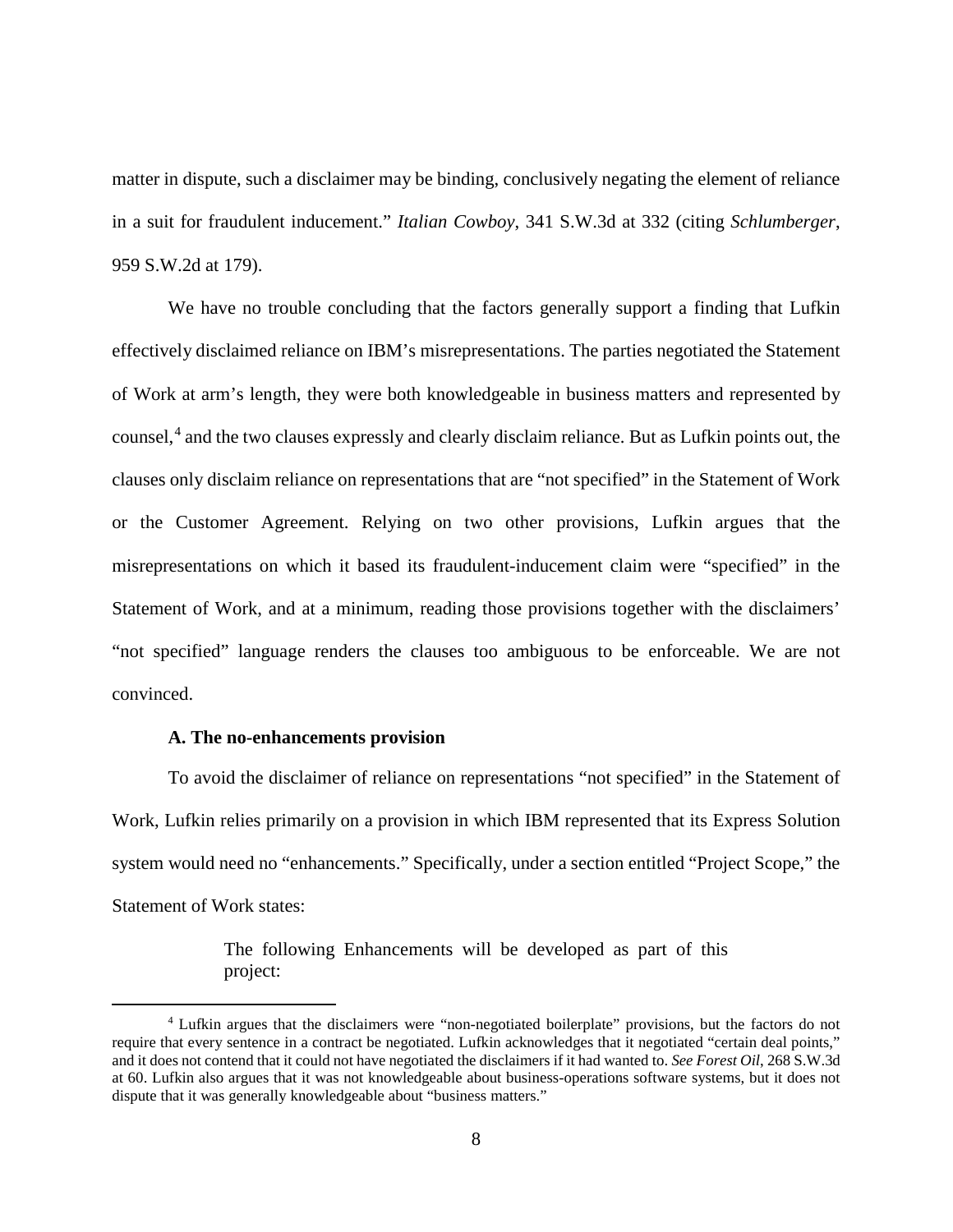matter in dispute, such a disclaimer may be binding, conclusively negating the element of reliance in a suit for fraudulent inducement." *Italian Cowboy*, 341 S.W.3d at 332 (citing *Schlumberger*, 959 S.W.2d at 179).

We have no trouble concluding that the factors generally support a finding that Lufkin effectively disclaimed reliance on IBM's misrepresentations. The parties negotiated the Statement of Work at arm's length, they were both knowledgeable in business matters and represented by counsel,[4] and the two clauses expressly and clearly disclaim reliance. But as Lufkin points out, the clauses only disclaim reliance on representations that are "not specified" in the Statement of Work or the Customer Agreement. Relying on two other provisions, Lufkin argues that the misrepresentations on which it based its fraudulent-inducement claim were "specified" in the Statement of Work, and at a minimum, reading those provisions together with the disclaimers' "not specified" language renders the clauses too ambiguous to be enforceable. We are not convinced.

**A. The no-enhancements provision**

To avoid the disclaimer of reliance on representations "not specified" in the Statement of Work, Lufkin relies primarily on a provision in which IBM represented that its Express Solution system would need no "enhancements." Specifically, under a section entitled "Project Scope," the Statement of Work states:

> The following Enhancements will be developed as part of this project:

[4] Lufkin argues that the disclaimers were "non-negotiated boilerplate" provisions, but the factors do not require that every sentence in a contract be negotiated. Lufkin acknowledges that it negotiated "certain deal points," and it does not contend that it could not have negotiated the disclaimers if it had wanted to. *See Forest Oil*, 268 S.W.3d at 60. Lufkin also argues that it was not knowledgeable about business-operations software systems, but it does not dispute that it was generally knowledgeable about "business matters."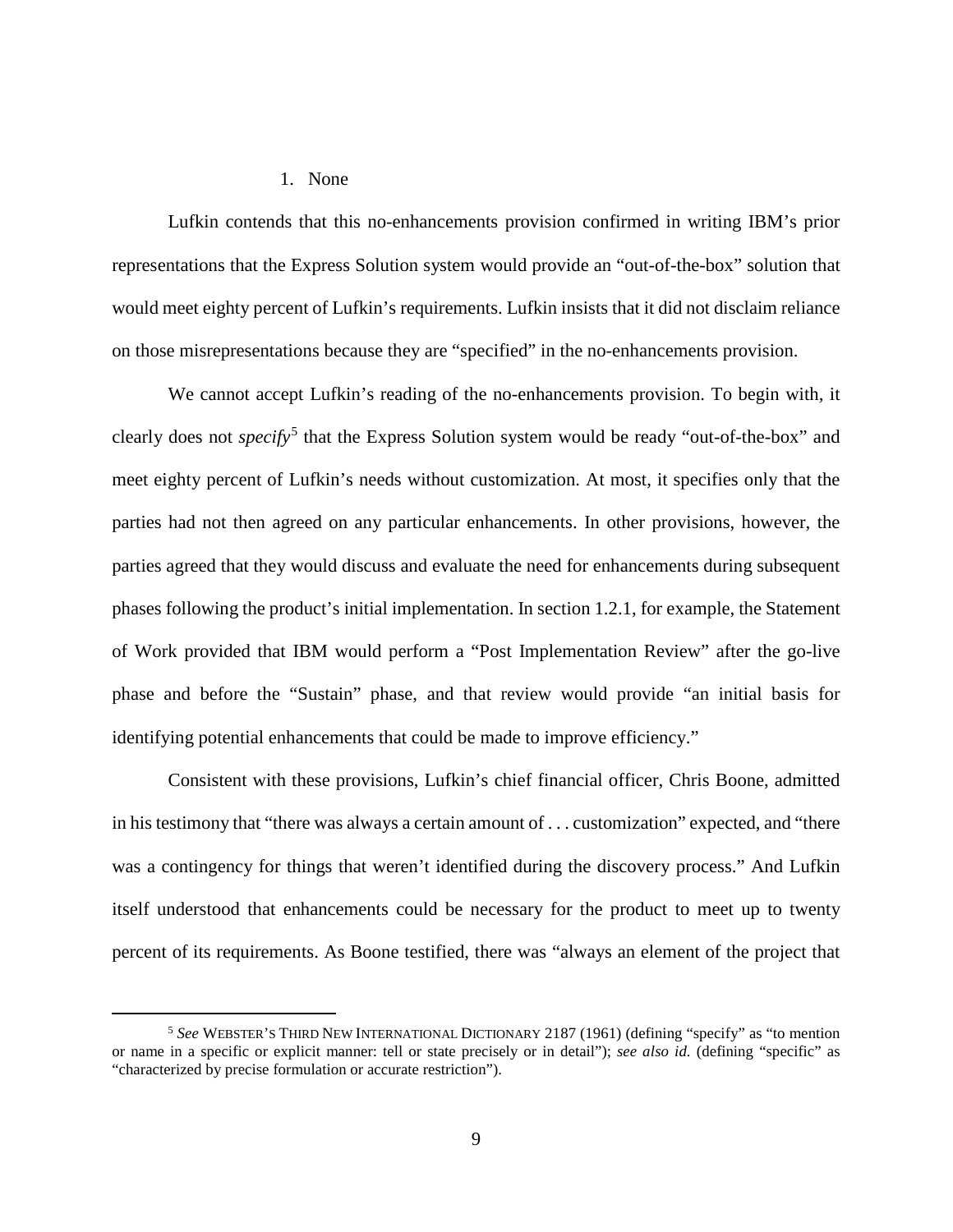1. None

Lufkin contends that this no-enhancements provision confirmed in writing IBM's prior representations that the Express Solution system would provide an "out-of-the-box" solution that would meet eighty percent of Lufkin's requirements. Lufkin insists that it did not disclaim reliance on those misrepresentations because they are "specified" in the no-enhancements provision.

We cannot accept Lufkin's reading of the no-enhancements provision. To begin with, it clearly does not *specify*[5] that the Express Solution system would be ready "out-of-the-box" and meet eighty percent of Lufkin's needs without customization. At most, it specifies only that the parties had not then agreed on any particular enhancements. In other provisions, however, the parties agreed that they would discuss and evaluate the need for enhancements during subsequent phases following the product's initial implementation. In section 1.2.1, for example, the Statement of Work provided that IBM would perform a "Post Implementation Review" after the go-live phase and before the "Sustain" phase, and that review would provide "an initial basis for identifying potential enhancements that could be made to improve efficiency."

Consistent with these provisions, Lufkin's chief financial officer, Chris Boone, admitted in his testimony that "there was always a certain amount of . . . customization" expected, and "there was a contingency for things that weren't identified during the discovery process." And Lufkin itself understood that enhancements could be necessary for the product to meet up to twenty percent of its requirements. As Boone testified, there was "always an element of the project that

---

[5] *See* WEBSTER'S THIRD NEW INTERNATIONAL DICTIONARY 2187 (1961) (defining "specify" as "to mention or name in a specific or explicit manner: tell or state precisely or in detail"); *see also id.* (defining "specific" as "characterized by precise formulation or accurate restriction").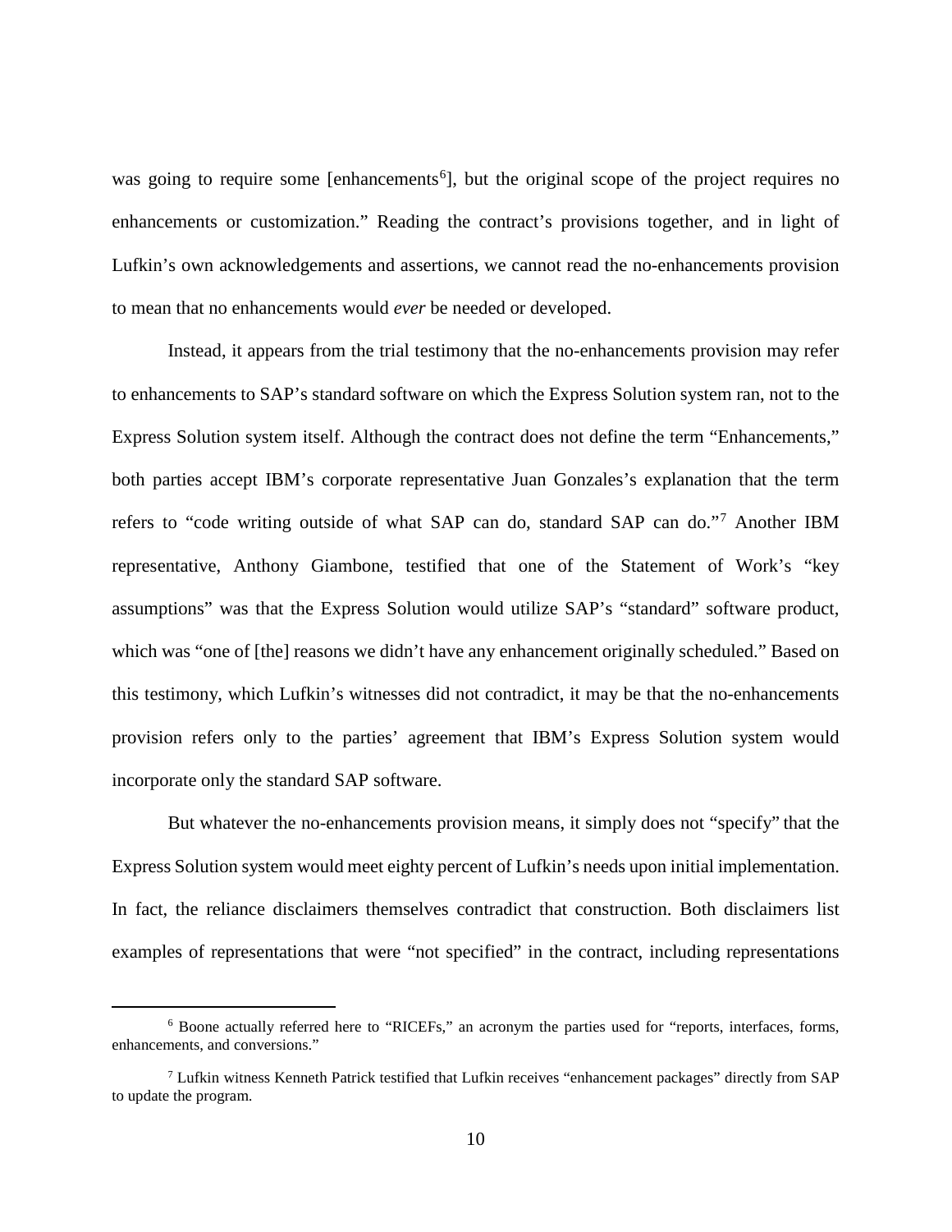was going to require some [enhancements[6]], but the original scope of the project requires no enhancements or customization." Reading the contract's provisions together, and in light of Lufkin's own acknowledgements and assertions, we cannot read the no-enhancements provision to mean that no enhancements would *ever* be needed or developed.

Instead, it appears from the trial testimony that the no-enhancements provision may refer to enhancements to SAP's standard software on which the Express Solution system ran, not to the Express Solution system itself. Although the contract does not define the term "Enhancements," both parties accept IBM's corporate representative Juan Gonzales's explanation that the term refers to "code writing outside of what SAP can do, standard SAP can do."[7] Another IBM representative, Anthony Giambone, testified that one of the Statement of Work's "key assumptions" was that the Express Solution would utilize SAP's "standard" software product, which was "one of [the] reasons we didn't have any enhancement originally scheduled." Based on this testimony, which Lufkin's witnesses did not contradict, it may be that the no-enhancements provision refers only to the parties' agreement that IBM's Express Solution system would incorporate only the standard SAP software.

But whatever the no-enhancements provision means, it simply does not "specify" that the Express Solution system would meet eighty percent of Lufkin's needs upon initial implementation. In fact, the reliance disclaimers themselves contradict that construction. Both disclaimers list examples of representations that were "not specified" in the contract, including representations

---

[6] Boone actually referred here to "RICEFs," an acronym the parties used for "reports, interfaces, forms, enhancements, and conversions."

[7] Lufkin witness Kenneth Patrick testified that Lufkin receives "enhancement packages" directly from SAP to update the program.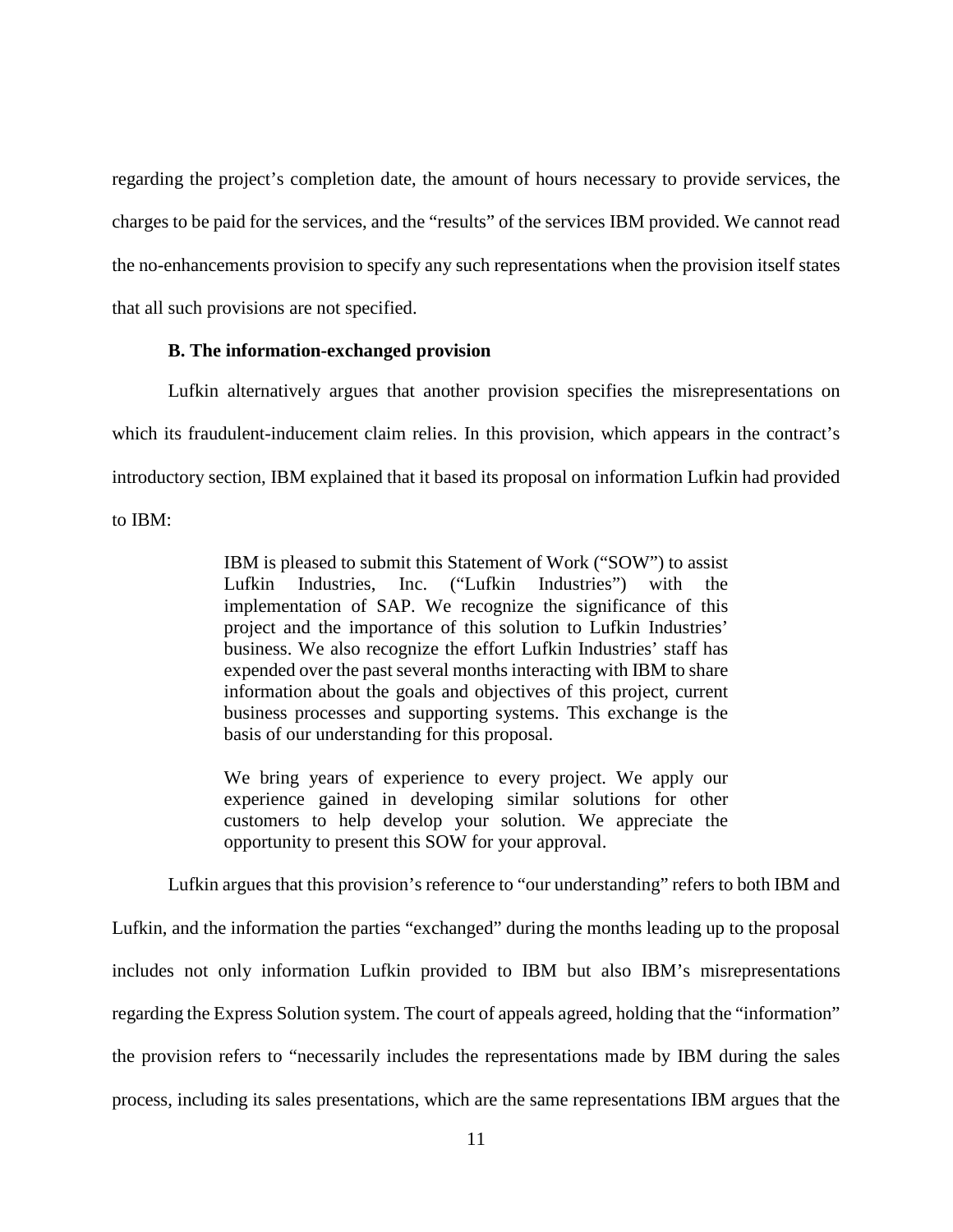regarding the project's completion date, the amount of hours necessary to provide services, the charges to be paid for the services, and the "results" of the services IBM provided. We cannot read the no-enhancements provision to specify any such representations when the provision itself states that all such provisions are not specified.

**B. The information-exchanged provision**

Lufkin alternatively argues that another provision specifies the misrepresentations on which its fraudulent-inducement claim relies. In this provision, which appears in the contract's introductory section, IBM explained that it based its proposal on information Lufkin had provided to IBM:

> IBM is pleased to submit this Statement of Work ("SOW") to assist Lufkin Industries, Inc. ("Lufkin Industries") with the implementation of SAP. We recognize the significance of this project and the importance of this solution to Lufkin Industries' business. We also recognize the effort Lufkin Industries' staff has expended over the past several months interacting with IBM to share information about the goals and objectives of this project, current business processes and supporting systems. This exchange is the basis of our understanding for this proposal.
>
> We bring years of experience to every project. We apply our experience gained in developing similar solutions for other customers to help develop your solution. We appreciate the opportunity to present this SOW for your approval.

Lufkin argues that this provision's reference to "our understanding" refers to both IBM and Lufkin, and the information the parties "exchanged" during the months leading up to the proposal includes not only information Lufkin provided to IBM but also IBM's misrepresentations regarding the Express Solution system. The court of appeals agreed, holding that the "information" the provision refers to "necessarily includes the representations made by IBM during the sales process, including its sales presentations, which are the same representations IBM argues that the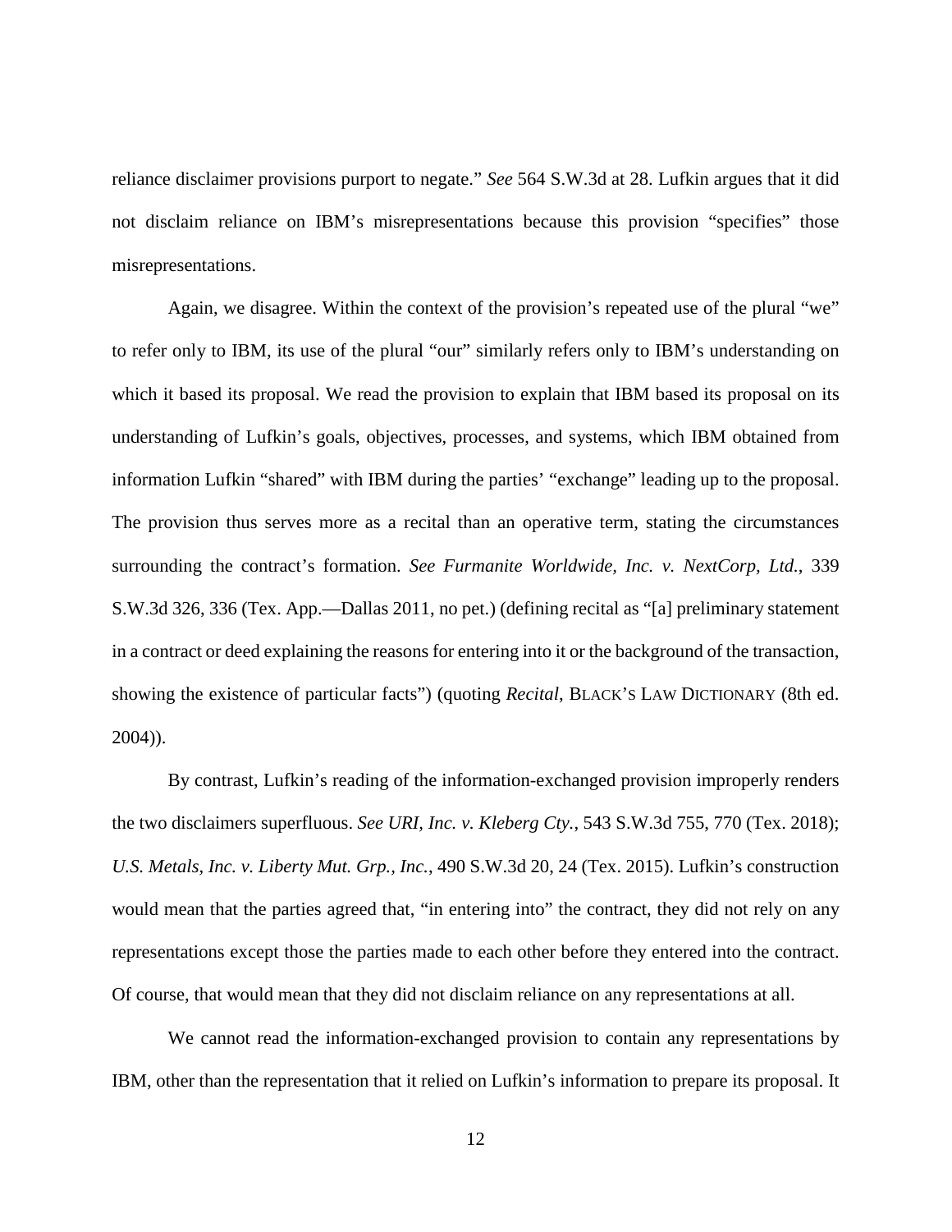reliance disclaimer provisions purport to negate." *See* 564 S.W.3d at 28. Lufkin argues that it did not disclaim reliance on IBM's misrepresentations because this provision "specifies" those misrepresentations.

Again, we disagree. Within the context of the provision's repeated use of the plural "we" to refer only to IBM, its use of the plural "our" similarly refers only to IBM's understanding on which it based its proposal. We read the provision to explain that IBM based its proposal on its understanding of Lufkin's goals, objectives, processes, and systems, which IBM obtained from information Lufkin "shared" with IBM during the parties' "exchange" leading up to the proposal. The provision thus serves more as a recital than an operative term, stating the circumstances surrounding the contract's formation. *See Furmanite Worldwide, Inc. v. NextCorp, Ltd.*, 339 S.W.3d 326, 336 (Tex. App.—Dallas 2011, no pet.) (defining recital as "[a] preliminary statement in a contract or deed explaining the reasons for entering into it or the background of the transaction, showing the existence of particular facts") (quoting *Recital*, BLACK'S LAW DICTIONARY (8th ed. 2004)).

By contrast, Lufkin's reading of the information-exchanged provision improperly renders the two disclaimers superfluous. *See URI, Inc. v. Kleberg Cty.*, 543 S.W.3d 755, 770 (Tex. 2018); *U.S. Metals, Inc. v. Liberty Mut. Grp., Inc.*, 490 S.W.3d 20, 24 (Tex. 2015). Lufkin's construction would mean that the parties agreed that, "in entering into" the contract, they did not rely on any representations except those the parties made to each other before they entered into the contract. Of course, that would mean that they did not disclaim reliance on any representations at all.

We cannot read the information-exchanged provision to contain any representations by IBM, other than the representation that it relied on Lufkin's information to prepare its proposal. It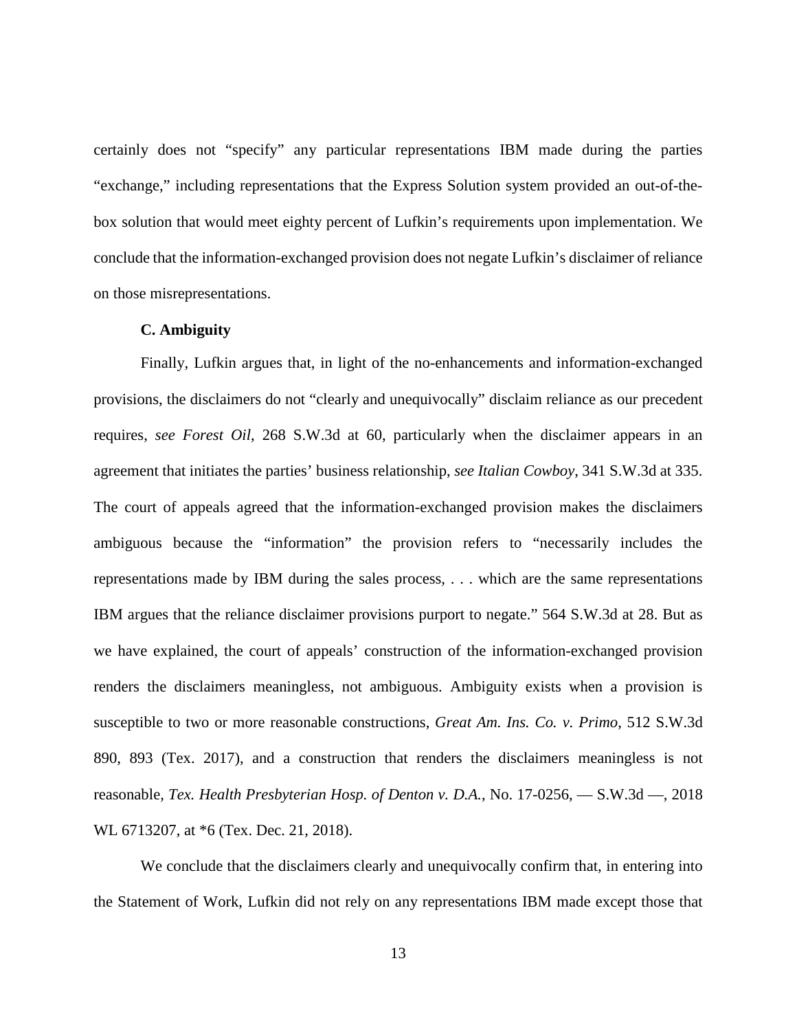certainly does not "specify" any particular representations IBM made during the parties "exchange," including representations that the Express Solution system provided an out-of-the-box solution that would meet eighty percent of Lufkin's requirements upon implementation. We conclude that the information-exchanged provision does not negate Lufkin's disclaimer of reliance on those misrepresentations.

### C. Ambiguity

Finally, Lufkin argues that, in light of the no-enhancements and information-exchanged provisions, the disclaimers do not "clearly and unequivocally" disclaim reliance as our precedent requires, *see Forest Oil*, 268 S.W.3d at 60, particularly when the disclaimer appears in an agreement that initiates the parties' business relationship, *see Italian Cowboy*, 341 S.W.3d at 335. The court of appeals agreed that the information-exchanged provision makes the disclaimers ambiguous because the "information" the provision refers to "necessarily includes the representations made by IBM during the sales process, . . . which are the same representations IBM argues that the reliance disclaimer provisions purport to negate." 564 S.W.3d at 28. But as we have explained, the court of appeals' construction of the information-exchanged provision renders the disclaimers meaningless, not ambiguous. Ambiguity exists when a provision is susceptible to two or more reasonable constructions, *Great Am. Ins. Co. v. Primo*, 512 S.W.3d 890, 893 (Tex. 2017), and a construction that renders the disclaimers meaningless is not reasonable, *Tex. Health Presbyterian Hosp. of Denton v. D.A.*, No. 17-0256, — S.W.3d —, 2018 WL 6713207, at *6 (Tex. Dec. 21, 2018).

We conclude that the disclaimers clearly and unequivocally confirm that, in entering into the Statement of Work, Lufkin did not rely on any representations IBM made except those that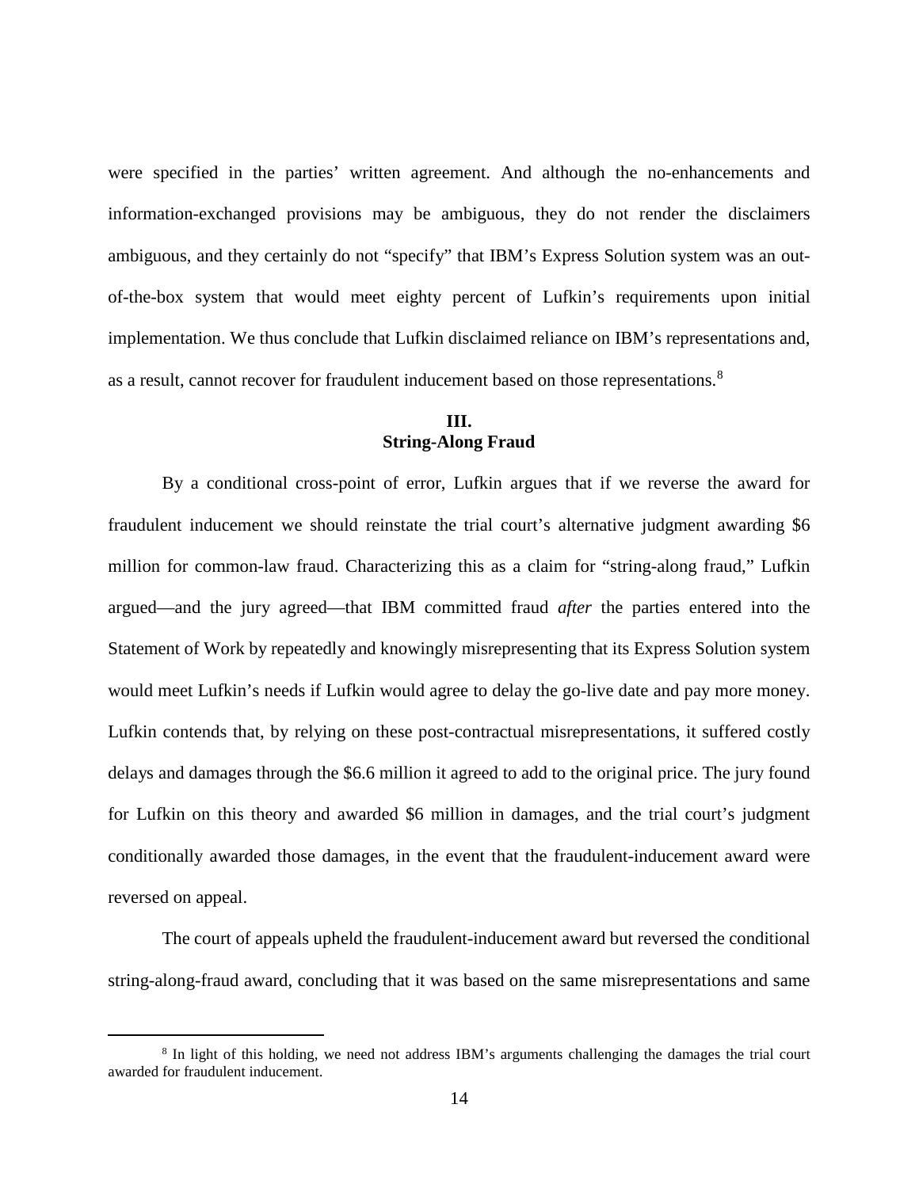were specified in the parties' written agreement. And although the no-enhancements and information-exchanged provisions may be ambiguous, they do not render the disclaimers ambiguous, and they certainly do not "specify" that IBM's Express Solution system was an out-of-the-box system that would meet eighty percent of Lufkin's requirements upon initial implementation. We thus conclude that Lufkin disclaimed reliance on IBM's representations and, as a result, cannot recover for fraudulent inducement based on those representations.[8]

## III.
## String-Along Fraud

By a conditional cross-point of error, Lufkin argues that if we reverse the award for fraudulent inducement we should reinstate the trial court's alternative judgment awarding $6 million for common-law fraud. Characterizing this as a claim for "string-along fraud," Lufkin argued—and the jury agreed—that IBM committed fraud *after* the parties entered into the Statement of Work by repeatedly and knowingly misrepresenting that its Express Solution system would meet Lufkin's needs if Lufkin would agree to delay the go-live date and pay more money. Lufkin contends that, by relying on these post-contractual misrepresentations, it suffered costly delays and damages through the $6.6 million it agreed to add to the original price. The jury found for Lufkin on this theory and awarded $6 million in damages, and the trial court's judgment conditionally awarded those damages, in the event that the fraudulent-inducement award were reversed on appeal.

The court of appeals upheld the fraudulent-inducement award but reversed the conditional string-along-fraud award, concluding that it was based on the same misrepresentations and same

[8] In light of this holding, we need not address IBM's arguments challenging the damages the trial court awarded for fraudulent inducement.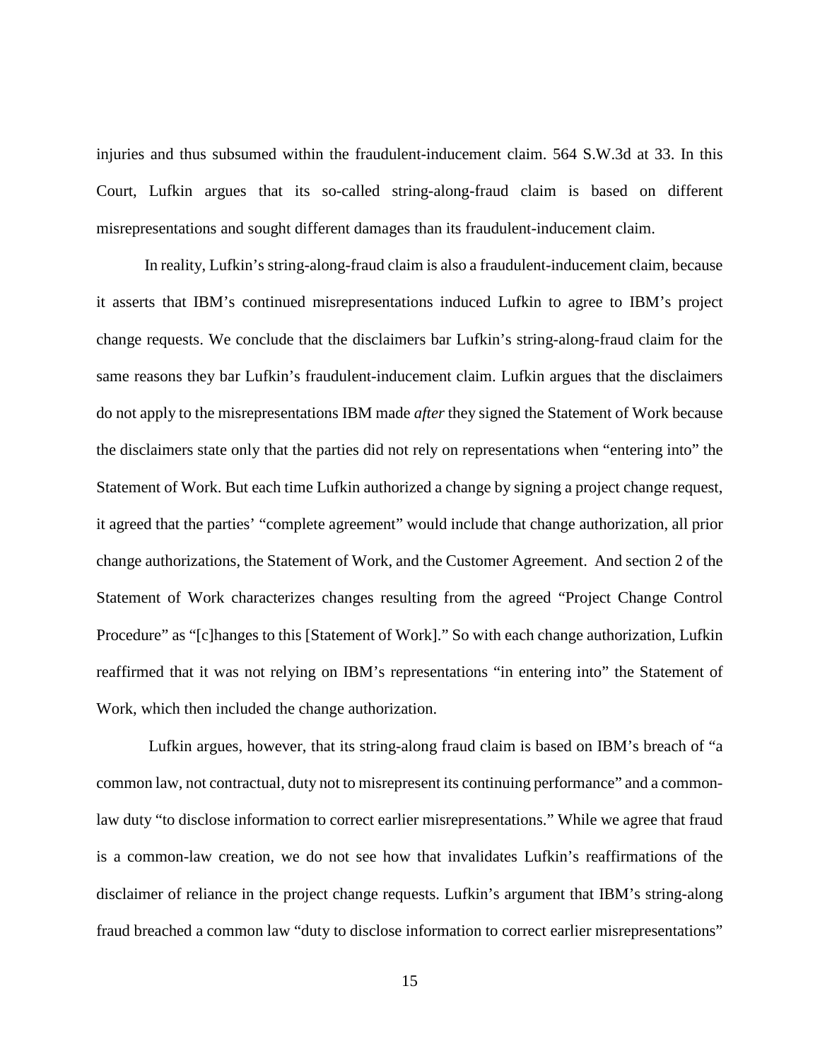injuries and thus subsumed within the fraudulent-inducement claim. 564 S.W.3d at 33. In this Court, Lufkin argues that its so-called string-along-fraud claim is based on different misrepresentations and sought different damages than its fraudulent-inducement claim.

In reality, Lufkin's string-along-fraud claim is also a fraudulent-inducement claim, because it asserts that IBM's continued misrepresentations induced Lufkin to agree to IBM's project change requests. We conclude that the disclaimers bar Lufkin's string-along-fraud claim for the same reasons they bar Lufkin's fraudulent-inducement claim. Lufkin argues that the disclaimers do not apply to the misrepresentations IBM made *after* they signed the Statement of Work because the disclaimers state only that the parties did not rely on representations when "entering into" the Statement of Work. But each time Lufkin authorized a change by signing a project change request, it agreed that the parties' "complete agreement" would include that change authorization, all prior change authorizations, the Statement of Work, and the Customer Agreement. And section 2 of the Statement of Work characterizes changes resulting from the agreed "Project Change Control Procedure" as "[c]hanges to this [Statement of Work]." So with each change authorization, Lufkin reaffirmed that it was not relying on IBM's representations "in entering into" the Statement of Work, which then included the change authorization.

Lufkin argues, however, that its string-along fraud claim is based on IBM's breach of "a common law, not contractual, duty not to misrepresent its continuing performance" and a common-law duty "to disclose information to correct earlier misrepresentations." While we agree that fraud is a common-law creation, we do not see how that invalidates Lufkin's reaffirmations of the disclaimer of reliance in the project change requests. Lufkin's argument that IBM's string-along fraud breached a common law "duty to disclose information to correct earlier misrepresentations"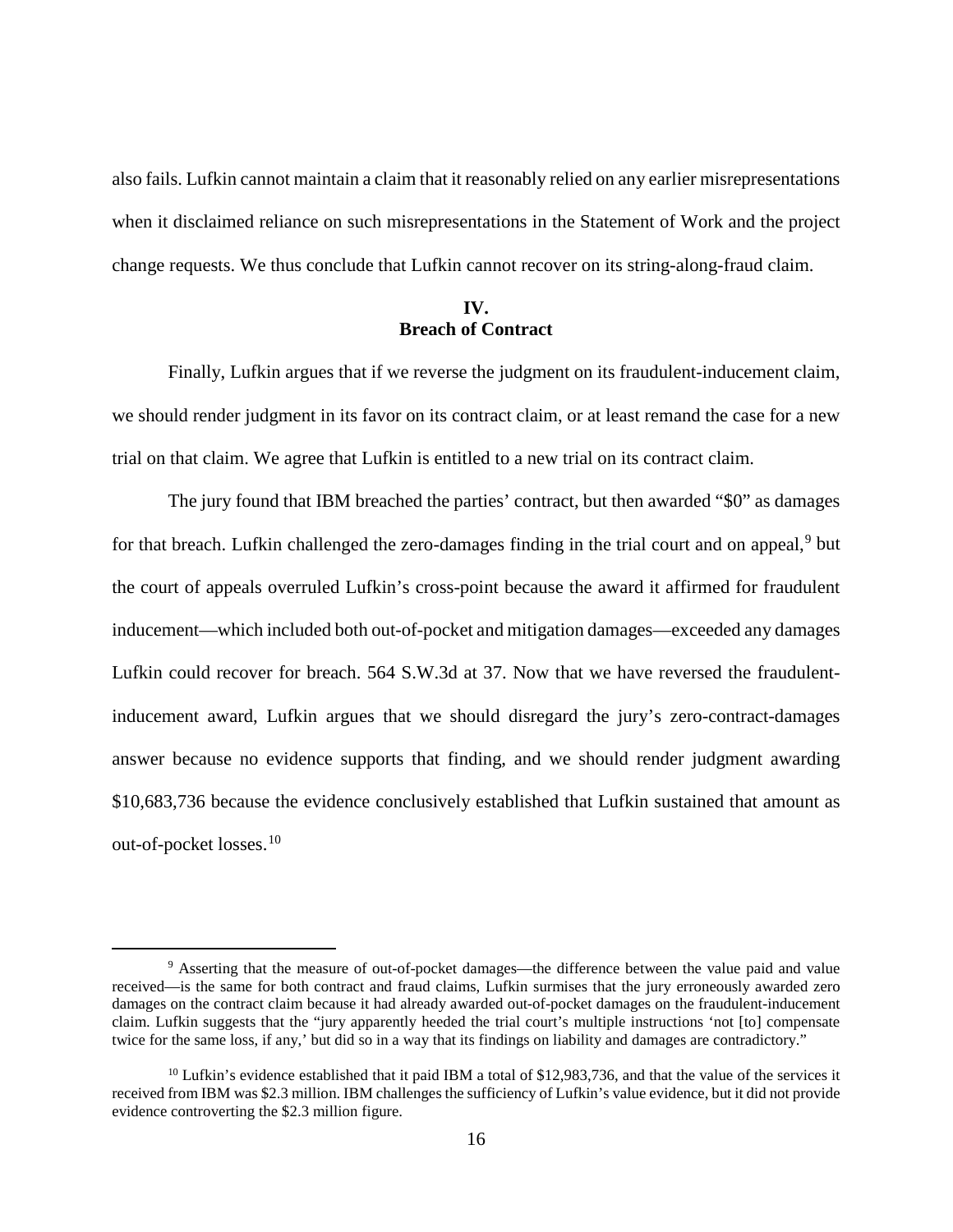also fails. Lufkin cannot maintain a claim that it reasonably relied on any earlier misrepresentations when it disclaimed reliance on such misrepresentations in the Statement of Work and the project change requests. We thus conclude that Lufkin cannot recover on its string-along-fraud claim.

## IV. Breach of Contract

Finally, Lufkin argues that if we reverse the judgment on its fraudulent-inducement claim, we should render judgment in its favor on its contract claim, or at least remand the case for a new trial on that claim. We agree that Lufkin is entitled to a new trial on its contract claim.

The jury found that IBM breached the parties' contract, but then awarded "$0" as damages for that breach. Lufkin challenged the zero-damages finding in the trial court and on appeal,[9] but the court of appeals overruled Lufkin's cross-point because the award it affirmed for fraudulent inducement—which included both out-of-pocket and mitigation damages—exceeded any damages Lufkin could recover for breach. 564 S.W.3d at 37. Now that we have reversed the fraudulent-inducement award, Lufkin argues that we should disregard the jury's zero-contract-damages answer because no evidence supports that finding, and we should render judgment awarding $10,683,736 because the evidence conclusively established that Lufkin sustained that amount as out-of-pocket losses.[10]

---

[9] Asserting that the measure of out-of-pocket damages—the difference between the value paid and value received—is the same for both contract and fraud claims, Lufkin surmises that the jury erroneously awarded zero damages on the contract claim because it had already awarded out-of-pocket damages on the fraudulent-inducement claim. Lufkin suggests that the "jury apparently heeded the trial court's multiple instructions 'not [to] compensate twice for the same loss, if any,' but did so in a way that its findings on liability and damages are contradictory."

[10] Lufkin's evidence established that it paid IBM a total of $12,983,736, and that the value of the services it received from IBM was $2.3 million. IBM challenges the sufficiency of Lufkin's value evidence, but it did not provide evidence controverting the $2.3 million figure.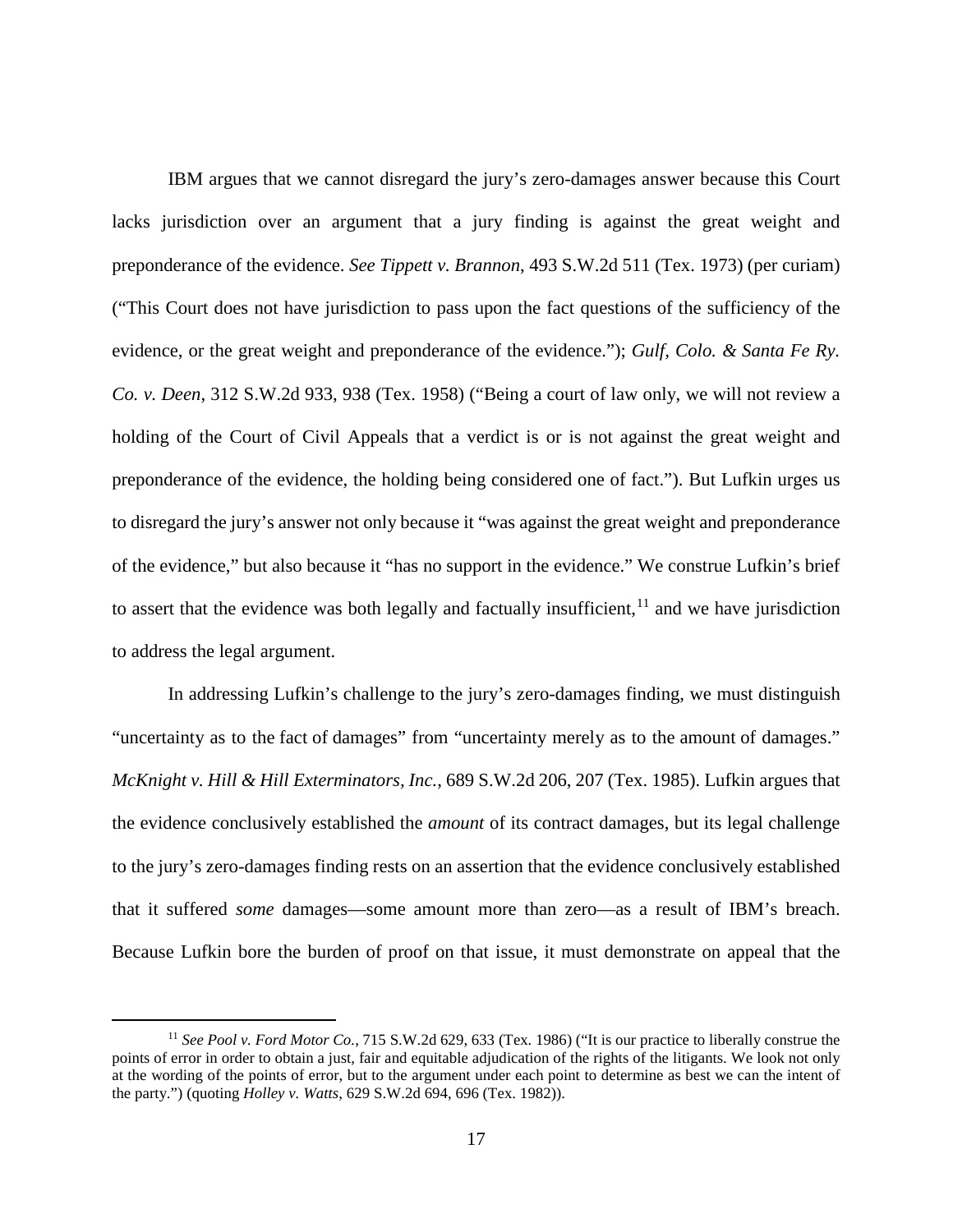IBM argues that we cannot disregard the jury's zero-damages answer because this Court lacks jurisdiction over an argument that a jury finding is against the great weight and preponderance of the evidence. *See Tippett v. Brannon*, 493 S.W.2d 511 (Tex. 1973) (per curiam) ("This Court does not have jurisdiction to pass upon the fact questions of the sufficiency of the evidence, or the great weight and preponderance of the evidence."); *Gulf, Colo. & Santa Fe Ry. Co. v. Deen*, 312 S.W.2d 933, 938 (Tex. 1958) ("Being a court of law only, we will not review a holding of the Court of Civil Appeals that a verdict is or is not against the great weight and preponderance of the evidence, the holding being considered one of fact."). But Lufkin urges us to disregard the jury's answer not only because it "was against the great weight and preponderance of the evidence," but also because it "has no support in the evidence." We construe Lufkin's brief to assert that the evidence was both legally and factually insufficient,[11] and we have jurisdiction to address the legal argument.

In addressing Lufkin's challenge to the jury's zero-damages finding, we must distinguish "uncertainty as to the fact of damages" from "uncertainty merely as to the amount of damages." *McKnight v. Hill & Hill Exterminators, Inc.*, 689 S.W.2d 206, 207 (Tex. 1985). Lufkin argues that the evidence conclusively established the *amount* of its contract damages, but its legal challenge to the jury's zero-damages finding rests on an assertion that the evidence conclusively established that it suffered *some* damages—some amount more than zero—as a result of IBM's breach. Because Lufkin bore the burden of proof on that issue, it must demonstrate on appeal that the

[11] *See Pool v. Ford Motor Co.*, 715 S.W.2d 629, 633 (Tex. 1986) ("It is our practice to liberally construe the points of error in order to obtain a just, fair and equitable adjudication of the rights of the litigants. We look not only at the wording of the points of error, but to the argument under each point to determine as best we can the intent of the party.") (quoting *Holley v. Watts*, 629 S.W.2d 694, 696 (Tex. 1982)).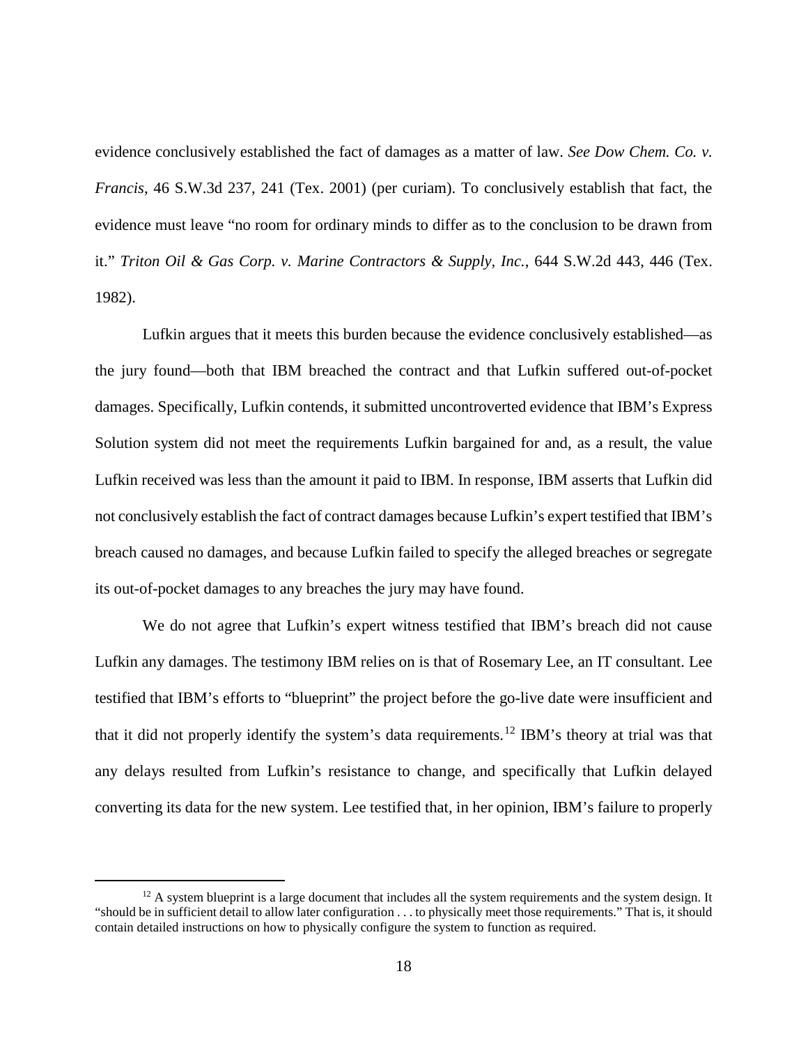evidence conclusively established the fact of damages as a matter of law. *See Dow Chem. Co. v. Francis*, 46 S.W.3d 237, 241 (Tex. 2001) (per curiam). To conclusively establish that fact, the evidence must leave "no room for ordinary minds to differ as to the conclusion to be drawn from it." *Triton Oil & Gas Corp. v. Marine Contractors & Supply, Inc.*, 644 S.W.2d 443, 446 (Tex. 1982).

Lufkin argues that it meets this burden because the evidence conclusively established—as the jury found—both that IBM breached the contract and that Lufkin suffered out-of-pocket damages. Specifically, Lufkin contends, it submitted uncontroverted evidence that IBM's Express Solution system did not meet the requirements Lufkin bargained for and, as a result, the value Lufkin received was less than the amount it paid to IBM. In response, IBM asserts that Lufkin did not conclusively establish the fact of contract damages because Lufkin's expert testified that IBM's breach caused no damages, and because Lufkin failed to specify the alleged breaches or segregate its out-of-pocket damages to any breaches the jury may have found.

We do not agree that Lufkin's expert witness testified that IBM's breach did not cause Lufkin any damages. The testimony IBM relies on is that of Rosemary Lee, an IT consultant. Lee testified that IBM's efforts to "blueprint" the project before the go-live date were insufficient and that it did not properly identify the system's data requirements.[12] IBM's theory at trial was that any delays resulted from Lufkin's resistance to change, and specifically that Lufkin delayed converting its data for the new system. Lee testified that, in her opinion, IBM's failure to properly

[12] A system blueprint is a large document that includes all the system requirements and the system design. It "should be in sufficient detail to allow later configuration . . . to physically meet those requirements." That is, it should contain detailed instructions on how to physically configure the system to function as required.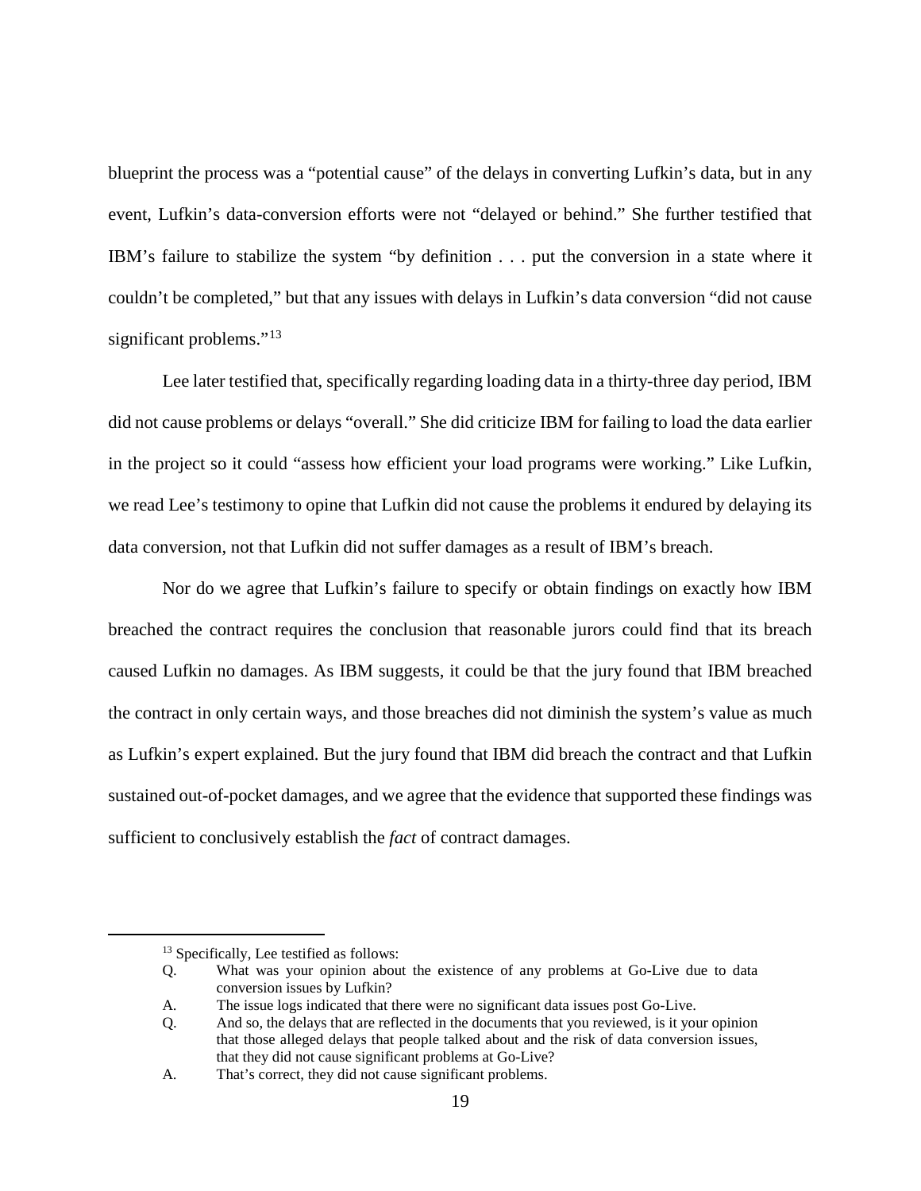blueprint the process was a "potential cause" of the delays in converting Lufkin's data, but in any event, Lufkin's data-conversion efforts were not "delayed or behind." She further testified that IBM's failure to stabilize the system "by definition . . . put the conversion in a state where it couldn't be completed," but that any issues with delays in Lufkin's data conversion "did not cause significant problems."[13]

Lee later testified that, specifically regarding loading data in a thirty-three day period, IBM did not cause problems or delays "overall." She did criticize IBM for failing to load the data earlier in the project so it could "assess how efficient your load programs were working." Like Lufkin, we read Lee's testimony to opine that Lufkin did not cause the problems it endured by delaying its data conversion, not that Lufkin did not suffer damages as a result of IBM's breach.

Nor do we agree that Lufkin's failure to specify or obtain findings on exactly how IBM breached the contract requires the conclusion that reasonable jurors could find that its breach caused Lufkin no damages. As IBM suggests, it could be that the jury found that IBM breached the contract in only certain ways, and those breaches did not diminish the system's value as much as Lufkin's expert explained. But the jury found that IBM did breach the contract and that Lufkin sustained out-of-pocket damages, and we agree that the evidence that supported these findings was sufficient to conclusively establish the *fact* of contract damages.

---

[13] Specifically, Lee testified as follows:

Q. What was your opinion about the existence of any problems at Go-Live due to data conversion issues by Lufkin?

A. The issue logs indicated that there were no significant data issues post Go-Live.

Q. And so, the delays that are reflected in the documents that you reviewed, is it your opinion that those alleged delays that people talked about and the risk of data conversion issues, that they did not cause significant problems at Go-Live?

A. That's correct, they did not cause significant problems.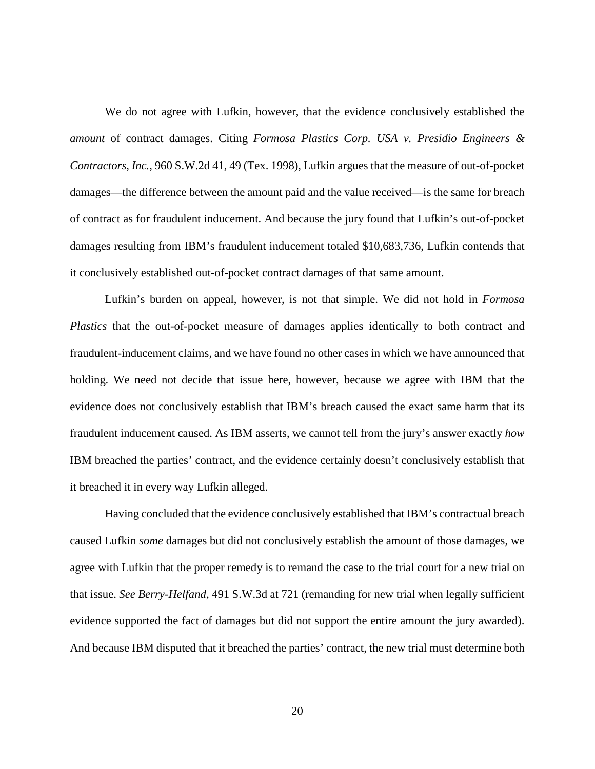We do not agree with Lufkin, however, that the evidence conclusively established the *amount* of contract damages. Citing *Formosa Plastics Corp. USA v. Presidio Engineers & Contractors, Inc.*, 960 S.W.2d 41, 49 (Tex. 1998), Lufkin argues that the measure of out-of-pocket damages—the difference between the amount paid and the value received—is the same for breach of contract as for fraudulent inducement. And because the jury found that Lufkin's out-of-pocket damages resulting from IBM's fraudulent inducement totaled $10,683,736, Lufkin contends that it conclusively established out-of-pocket contract damages of that same amount.

Lufkin's burden on appeal, however, is not that simple. We did not hold in *Formosa Plastics* that the out-of-pocket measure of damages applies identically to both contract and fraudulent-inducement claims, and we have found no other cases in which we have announced that holding. We need not decide that issue here, however, because we agree with IBM that the evidence does not conclusively establish that IBM's breach caused the exact same harm that its fraudulent inducement caused. As IBM asserts, we cannot tell from the jury's answer exactly *how* IBM breached the parties' contract, and the evidence certainly doesn't conclusively establish that it breached it in every way Lufkin alleged.

Having concluded that the evidence conclusively established that IBM's contractual breach caused Lufkin *some* damages but did not conclusively establish the amount of those damages, we agree with Lufkin that the proper remedy is to remand the case to the trial court for a new trial on that issue. *See Berry-Helfand*, 491 S.W.3d at 721 (remanding for new trial when legally sufficient evidence supported the fact of damages but did not support the entire amount the jury awarded). And because IBM disputed that it breached the parties' contract, the new trial must determine both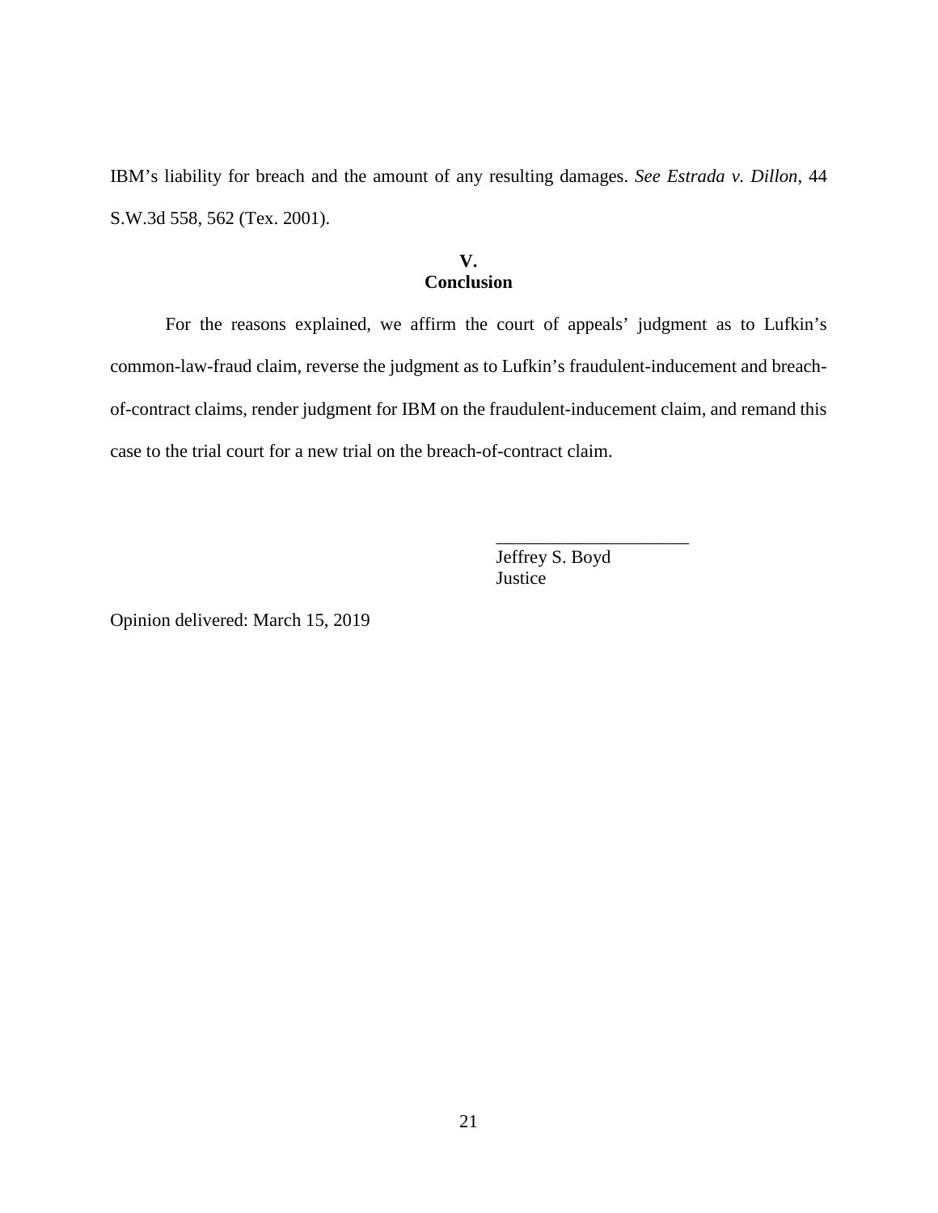IBM's liability for breach and the amount of any resulting damages. *See Estrada v. Dillon*, 44 S.W.3d 558, 562 (Tex. 2001).

## V.
## Conclusion

For the reasons explained, we affirm the court of appeals' judgment as to Lufkin's common-law-fraud claim, reverse the judgment as to Lufkin's fraudulent-inducement and breach-of-contract claims, render judgment for IBM on the fraudulent-inducement claim, and remand this case to the trial court for a new trial on the breach-of-contract claim.

_____________________
Jeffrey S. Boyd
Justice

Opinion delivered: March 15, 2019